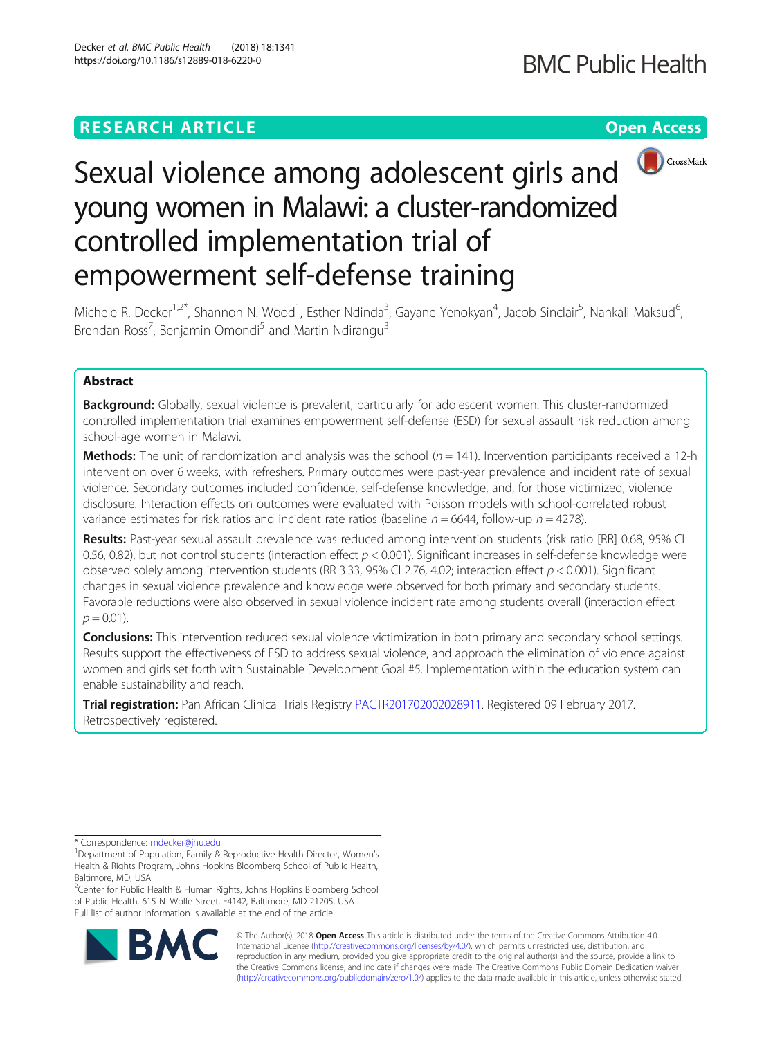RESEARCH ARTICLE

Open Access

# Sexual violence among adolescent girls and young women in Malawi: a cluster-randomized controlled implementation trial of empowerment self-defense training

Michele R. Decker[1,2*], Shannon N. Wood[1], Esther Ndinda[3], Gayane Yenokyan[4], Jacob Sinclair[5], Nankali Maksud[6], Brendan Ross[7], Benjamin Omondi[5] and Martin Ndirangu[3]

## Abstract

**Background:** Globally, sexual violence is prevalent, particularly for adolescent women. This cluster-randomized controlled implementation trial examines empowerment self-defense (ESD) for sexual assault risk reduction among school-age women in Malawi.

**Methods:** The unit of randomization and analysis was the school ($n = 141$). Intervention participants received a 12-h intervention over 6 weeks, with refreshers. Primary outcomes were past-year prevalence and incident rate of sexual violence. Secondary outcomes included confidence, self-defense knowledge, and, for those victimized, violence disclosure. Interaction effects on outcomes were evaluated with Poisson models with school-correlated robust variance estimates for risk ratios and incident rate ratios (baseline $n = 6644$, follow-up $n = 4278$).

**Results:** Past-year sexual assault prevalence was reduced among intervention students (risk ratio [RR] 0.68, 95% CI 0.56, 0.82), but not control students (interaction effect $p < 0.001$). Significant increases in self-defense knowledge were observed solely among intervention students (RR 3.33, 95% CI 2.76, 4.02; interaction effect $p < 0.001$). Significant changes in sexual violence prevalence and knowledge were observed for both primary and secondary students. Favorable reductions were also observed in sexual violence incident rate among students overall (interaction effect $p = 0.01$).

**Conclusions:** This intervention reduced sexual violence victimization in both primary and secondary school settings. Results support the effectiveness of ESD to address sexual violence, and approach the elimination of violence against women and girls set forth with Sustainable Development Goal #5. Implementation within the education system can enable sustainability and reach.

**Trial registration:** Pan African Clinical Trials Registry PACTR201702002028911. Registered 09 February 2017. Retrospectively registered.

---

* Correspondence: mdecker@jhu.edu
[1]Department of Population, Family & Reproductive Health Director, Women's Health & Rights Program, Johns Hopkins Bloomberg School of Public Health, Baltimore, MD, USA
[2]Center for Public Health & Human Rights, Johns Hopkins Bloomberg School of Public Health, 615 N. Wolfe Street, E4142, Baltimore, MD 21205, USA
Full list of author information is available at the end of the article

© The Author(s). 2018 **Open Access** This article is distributed under the terms of the Creative Commons Attribution 4.0 International License (http://creativecommons.org/licenses/by/4.0/), which permits unrestricted use, distribution, and reproduction in any medium, provided you give appropriate credit to the original author(s) and the source, provide a link to the Creative Commons license, and indicate if changes were made. The Creative Commons Public Domain Dedication waiver (http://creativecommons.org/publicdomain/zero/1.0/) applies to the data made available in this article, unless otherwise stated.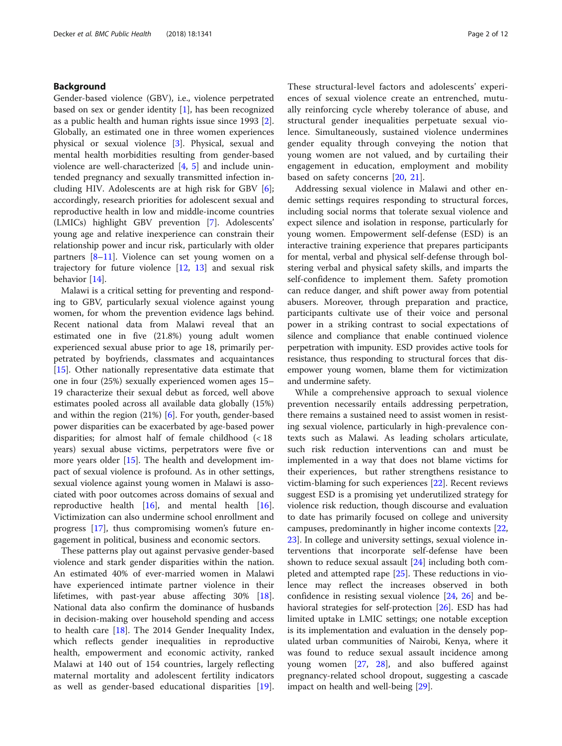## Background

Gender-based violence (GBV), i.e., violence perpetrated based on sex or gender identity [1], has been recognized as a public health and human rights issue since 1993 [2]. Globally, an estimated one in three women experiences physical or sexual violence [3]. Physical, sexual and mental health morbidities resulting from gender-based violence are well-characterized [4, 5] and include unintended pregnancy and sexually transmitted infection including HIV. Adolescents are at high risk for GBV [6]; accordingly, research priorities for adolescent sexual and reproductive health in low and middle-income countries (LMICs) highlight GBV prevention [7]. Adolescents' young age and relative inexperience can constrain their relationship power and incur risk, particularly with older partners [8–11]. Violence can set young women on a trajectory for future violence [12, 13] and sexual risk behavior [14].

Malawi is a critical setting for preventing and responding to GBV, particularly sexual violence against young women, for whom the prevention evidence lags behind. Recent national data from Malawi reveal that an estimated one in five (21.8%) young adult women experienced sexual abuse prior to age 18, primarily perpetrated by boyfriends, classmates and acquaintances [15]. Other nationally representative data estimate that one in four (25%) sexually experienced women ages 15–19 characterize their sexual debut as forced, well above estimates pooled across all available data globally (15%) and within the region (21%) [6]. For youth, gender-based power disparities can be exacerbated by age-based power disparities; for almost half of female childhood (< 18 years) sexual abuse victims, perpetrators were five or more years older [15]. The health and development impact of sexual violence is profound. As in other settings, sexual violence against young women in Malawi is associated with poor outcomes across domains of sexual and reproductive health [16], and mental health [16]. Victimization can also undermine school enrollment and progress [17], thus compromising women's future engagement in political, business and economic sectors.

These patterns play out against pervasive gender-based violence and stark gender disparities within the nation. An estimated 40% of ever-married women in Malawi have experienced intimate partner violence in their lifetimes, with past-year abuse affecting 30% [18]. National data also confirm the dominance of husbands in decision-making over household spending and access to health care [18]. The 2014 Gender Inequality Index, which reflects gender inequalities in reproductive health, empowerment and economic activity, ranked Malawi at 140 out of 154 countries, largely reflecting maternal mortality and adolescent fertility indicators as well as gender-based educational disparities [19]. These structural-level factors and adolescents' experiences of sexual violence create an entrenched, mutually reinforcing cycle whereby tolerance of abuse, and structural gender inequalities perpetuate sexual violence. Simultaneously, sustained violence undermines gender equality through conveying the notion that young women are not valued, and by curtailing their engagement in education, employment and mobility based on safety concerns [20, 21].

Addressing sexual violence in Malawi and other endemic settings requires responding to structural forces, including social norms that tolerate sexual violence and expect silence and isolation in response, particularly for young women. Empowerment self-defense (ESD) is an interactive training experience that prepares participants for mental, verbal and physical self-defense through bolstering verbal and physical safety skills, and imparts the self-confidence to implement them. Safety promotion can reduce danger, and shift power away from potential abusers. Moreover, through preparation and practice, participants cultivate use of their voice and personal power in a striking contrast to social expectations of silence and compliance that enable continued violence perpetration with impunity. ESD provides active tools for resistance, thus responding to structural forces that disempower young women, blame them for victimization and undermine safety.

While a comprehensive approach to sexual violence prevention necessarily entails addressing perpetration, there remains a sustained need to assist women in resisting sexual violence, particularly in high-prevalence contexts such as Malawi. As leading scholars articulate, such risk reduction interventions can and must be implemented in a way that does not blame victims for their experiences, but rather strengthens resistance to victim-blaming for such experiences [22]. Recent reviews suggest ESD is a promising yet underutilized strategy for violence risk reduction, though discourse and evaluation to date has primarily focused on college and university campuses, predominantly in higher income contexts [22, 23]. In college and university settings, sexual violence interventions that incorporate self-defense have been shown to reduce sexual assault [24] including both completed and attempted rape [25]. These reductions in violence may reflect the increases observed in both confidence in resisting sexual violence [24, 26] and behavioral strategies for self-protection [26]. ESD has had limited uptake in LMIC settings; one notable exception is its implementation and evaluation in the densely populated urban communities of Nairobi, Kenya, where it was found to reduce sexual assault incidence among young women [27, 28], and also buffered against pregnancy-related school dropout, suggesting a cascade impact on health and well-being [29].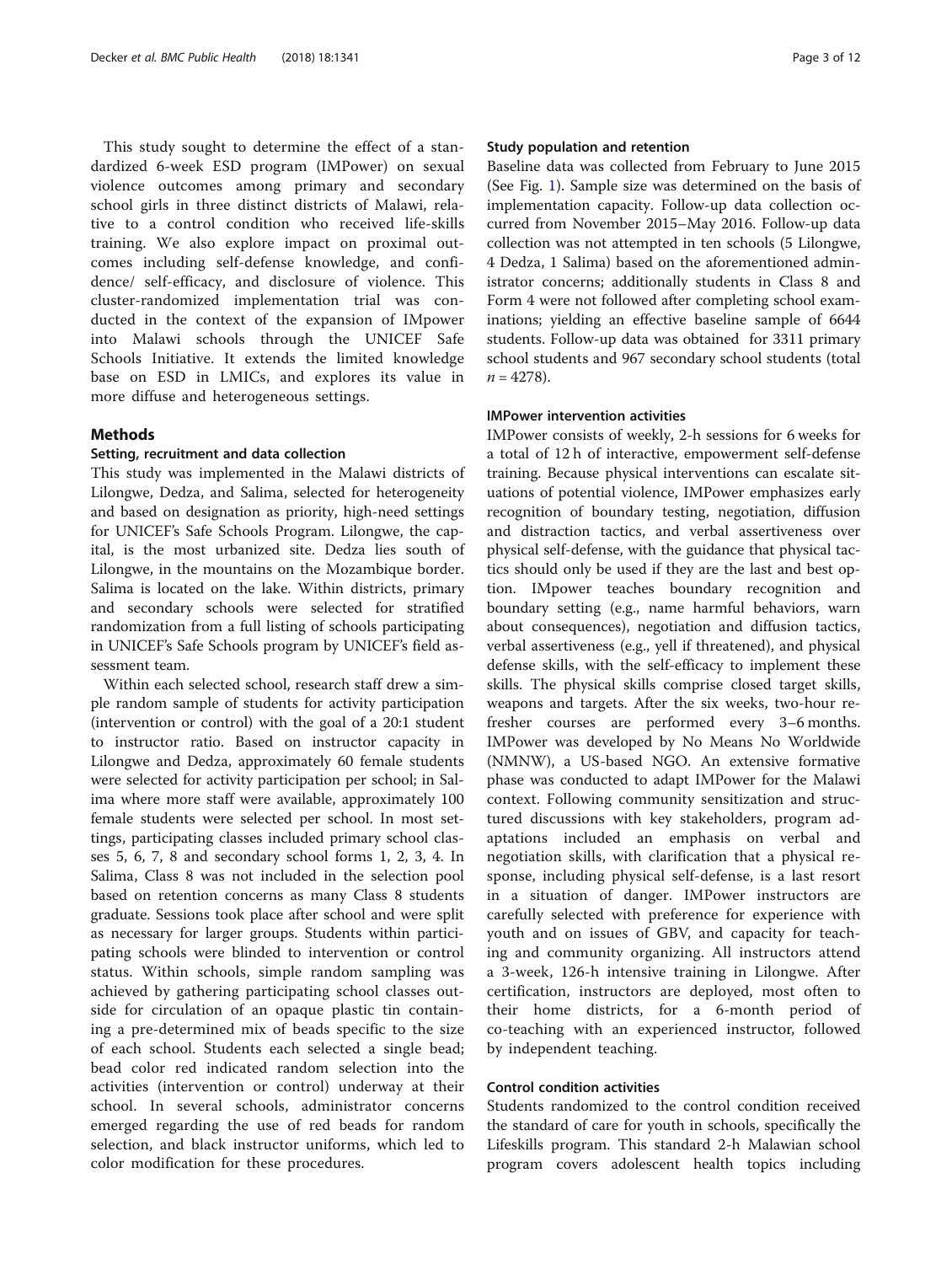This study sought to determine the effect of a standardized 6-week ESD program (IMPower) on sexual violence outcomes among primary and secondary school girls in three distinct districts of Malawi, relative to a control condition who received life-skills training. We also explore impact on proximal outcomes including self-defense knowledge, and confidence/ self-efficacy, and disclosure of violence. This cluster-randomized implementation trial was conducted in the context of the expansion of IMpower into Malawi schools through the UNICEF Safe Schools Initiative. It extends the limited knowledge base on ESD in LMICs, and explores its value in more diffuse and heterogeneous settings.

## Methods

### Setting, recruitment and data collection

This study was implemented in the Malawi districts of Lilongwe, Dedza, and Salima, selected for heterogeneity and based on designation as priority, high-need settings for UNICEF's Safe Schools Program. Lilongwe, the capital, is the most urbanized site. Dedza lies south of Lilongwe, in the mountains on the Mozambique border. Salima is located on the lake. Within districts, primary and secondary schools were selected for stratified randomization from a full listing of schools participating in UNICEF's Safe Schools program by UNICEF's field assessment team.

Within each selected school, research staff drew a simple random sample of students for activity participation (intervention or control) with the goal of a 20:1 student to instructor ratio. Based on instructor capacity in Lilongwe and Dedza, approximately 60 female students were selected for activity participation per school; in Salima where more staff were available, approximately 100 female students were selected per school. In most settings, participating classes included primary school classes 5, 6, 7, 8 and secondary school forms 1, 2, 3, 4. In Salima, Class 8 was not included in the selection pool based on retention concerns as many Class 8 students graduate. Sessions took place after school and were split as necessary for larger groups. Students within participating schools were blinded to intervention or control status. Within schools, simple random sampling was achieved by gathering participating school classes outside for circulation of an opaque plastic tin containing a pre-determined mix of beads specific to the size of each school. Students each selected a single bead; bead color red indicated random selection into the activities (intervention or control) underway at their school. In several schools, administrator concerns emerged regarding the use of red beads for random selection, and black instructor uniforms, which led to color modification for these procedures.

### Study population and retention

Baseline data was collected from February to June 2015 (See Fig. 1). Sample size was determined on the basis of implementation capacity. Follow-up data collection occurred from November 2015–May 2016. Follow-up data collection was not attempted in ten schools (5 Lilongwe, 4 Dedza, 1 Salima) based on the aforementioned administrator concerns; additionally students in Class 8 and Form 4 were not followed after completing school examinations; yielding an effective baseline sample of 6644 students. Follow-up data was obtained for 3311 primary school students and 967 secondary school students (total $n = 4278$).

### IMPower intervention activities

IMPower consists of weekly, 2-h sessions for 6 weeks for a total of 12 h of interactive, empowerment self-defense training. Because physical interventions can escalate situations of potential violence, IMPower emphasizes early recognition of boundary testing, negotiation, diffusion and distraction tactics, and verbal assertiveness over physical self-defense, with the guidance that physical tactics should only be used if they are the last and best option. IMpower teaches boundary recognition and boundary setting (e.g., name harmful behaviors, warn about consequences), negotiation and diffusion tactics, verbal assertiveness (e.g., yell if threatened), and physical defense skills, with the self-efficacy to implement these skills. The physical skills comprise closed target skills, weapons and targets. After the six weeks, two-hour refresher courses are performed every 3–6 months. IMPower was developed by No Means No Worldwide (NMNW), a US-based NGO. An extensive formative phase was conducted to adapt IMPower for the Malawi context. Following community sensitization and structured discussions with key stakeholders, program adaptations included an emphasis on verbal and negotiation skills, with clarification that a physical response, including physical self-defense, is a last resort in a situation of danger. IMPower instructors are carefully selected with preference for experience with youth and on issues of GBV, and capacity for teaching and community organizing. All instructors attend a 3-week, 126-h intensive training in Lilongwe. After certification, instructors are deployed, most often to their home districts, for a 6-month period of co-teaching with an experienced instructor, followed by independent teaching.

### Control condition activities

Students randomized to the control condition received the standard of care for youth in schools, specifically the Lifeskills program. This standard 2-h Malawian school program covers adolescent health topics including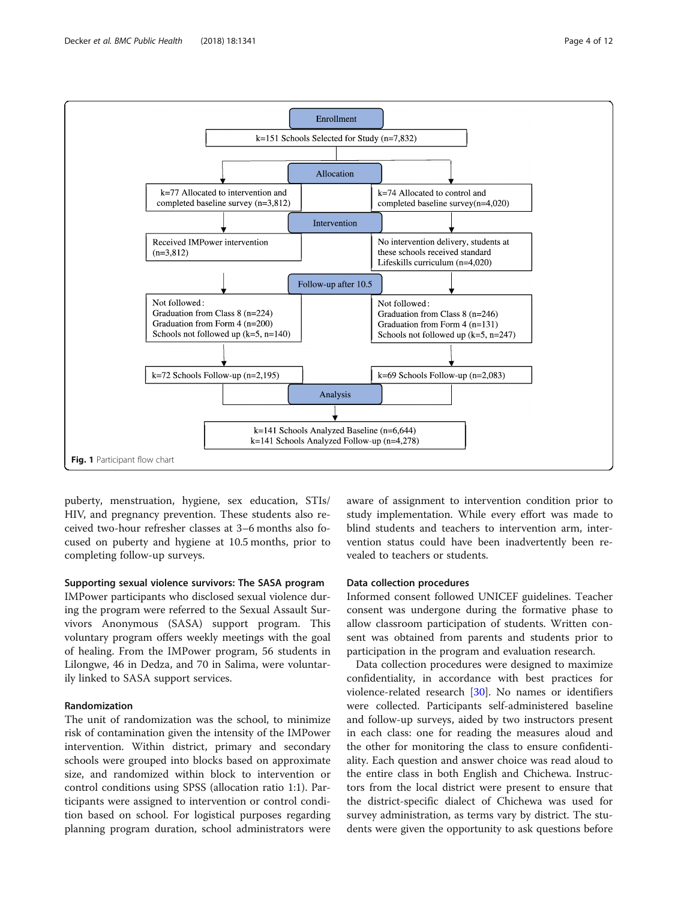Enrollment

k=151 Schools Selected for Study (n=7,832)

Allocation

k=77 Allocated to intervention and completed baseline survey (n=3,812)

k=74 Allocated to control and completed baseline survey(n=4,020)

Intervention

Received IMPower intervention (n=3,812)

No intervention delivery, students at these schools received standard Lifeskills curriculum (n=4,020)

Follow-up after 10.5

Not followed:
Graduation from Class 8 (n=224)
Graduation from Form 4 (n=200)
Schools not followed up (k=5, n=140)

Not followed:
Graduation from Class 8 (n=246)
Graduation from Form 4 (n=131)
Schools not followed up (k=5, n=247)

k=72 Schools Follow-up (n=2,195)

k=69 Schools Follow-up (n=2,083)

Analysis

k=141 Schools Analyzed Baseline (n=6,644)
k=141 Schools Analyzed Follow-up (n=4,278)

**Fig. 1** Participant flow chart

puberty, menstruation, hygiene, sex education, STIs/HIV, and pregnancy prevention. These students also received two-hour refresher classes at 3–6 months also focused on puberty and hygiene at 10.5 months, prior to completing follow-up surveys.

### Supporting sexual violence survivors: The SASA program

IMPower participants who disclosed sexual violence during the program were referred to the Sexual Assault Survivors Anonymous (SASA) support program. This voluntary program offers weekly meetings with the goal of healing. From the IMPower program, 56 students in Lilongwe, 46 in Dedza, and 70 in Salima, were voluntarily linked to SASA support services.

### Randomization

The unit of randomization was the school, to minimize risk of contamination given the intensity of the IMPower intervention. Within district, primary and secondary schools were grouped into blocks based on approximate size, and randomized within block to intervention or control conditions using SPSS (allocation ratio 1:1). Participants were assigned to intervention or control condition based on school. For logistical purposes regarding planning program duration, school administrators were aware of assignment to intervention condition prior to study implementation. While every effort was made to blind students and teachers to intervention arm, intervention status could have been inadvertently been revealed to teachers or students.

### Data collection procedures

Informed consent followed UNICEF guidelines. Teacher consent was undergone during the formative phase to allow classroom participation of students. Written consent was obtained from parents and students prior to participation in the program and evaluation research.

Data collection procedures were designed to maximize confidentiality, in accordance with best practices for violence-related research [30]. No names or identifiers were collected. Participants self-administered baseline and follow-up surveys, aided by two instructors present in each class: one for reading the measures aloud and the other for monitoring the class to ensure confidentiality. Each question and answer choice was read aloud to the entire class in both English and Chichewa. Instructors from the local district were present to ensure that the district-specific dialect of Chichewa was used for survey administration, as terms vary by district. The students were given the opportunity to ask questions before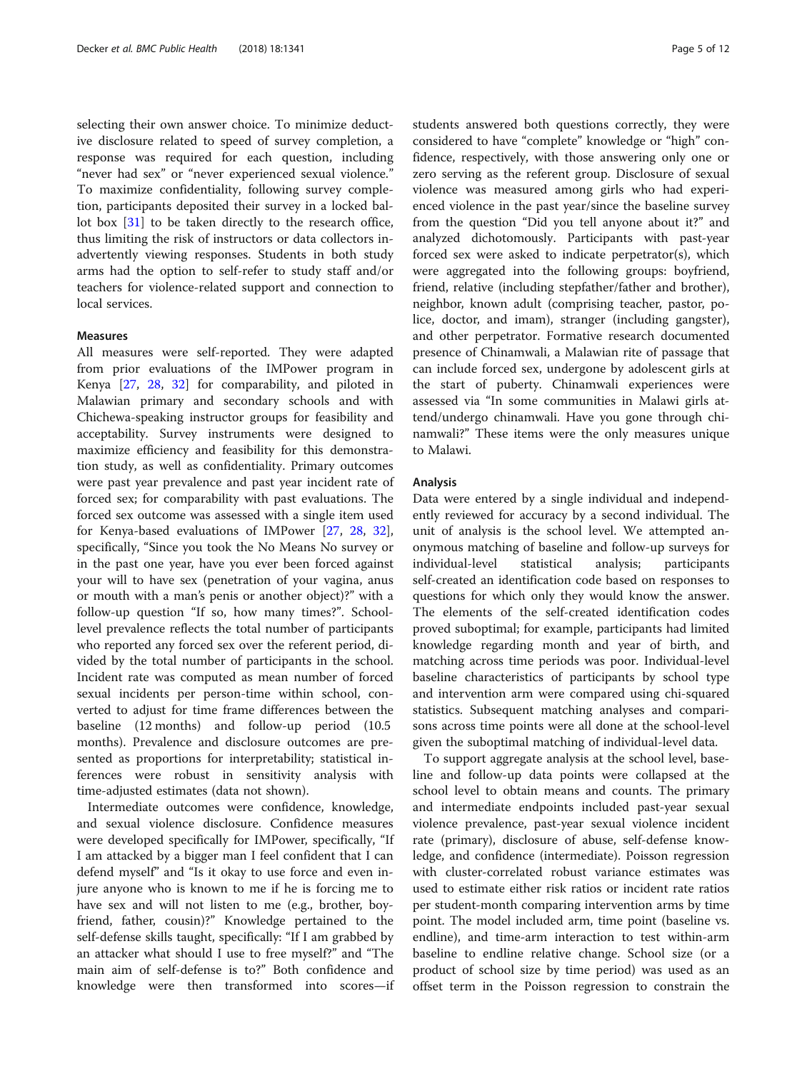selecting their own answer choice. To minimize deductive disclosure related to speed of survey completion, a response was required for each question, including "never had sex" or "never experienced sexual violence." To maximize confidentiality, following survey completion, participants deposited their survey in a locked ballot box [31] to be taken directly to the research office, thus limiting the risk of instructors or data collectors inadvertently viewing responses. Students in both study arms had the option to self-refer to study staff and/or teachers for violence-related support and connection to local services.

### Measures

All measures were self-reported. They were adapted from prior evaluations of the IMPower program in Kenya [27, 28, 32] for comparability, and piloted in Malawian primary and secondary schools and with Chichewa-speaking instructor groups for feasibility and acceptability. Survey instruments were designed to maximize efficiency and feasibility for this demonstration study, as well as confidentiality. Primary outcomes were past year prevalence and past year incident rate of forced sex; for comparability with past evaluations. The forced sex outcome was assessed with a single item used for Kenya-based evaluations of IMPower [27, 28, 32], specifically, "Since you took the No Means No survey or in the past one year, have you ever been forced against your will to have sex (penetration of your vagina, anus or mouth with a man's penis or another object)?" with a follow-up question "If so, how many times?". School-level prevalence reflects the total number of participants who reported any forced sex over the referent period, divided by the total number of participants in the school. Incident rate was computed as mean number of forced sexual incidents per person-time within school, converted to adjust for time frame differences between the baseline (12 months) and follow-up period (10.5 months). Prevalence and disclosure outcomes are presented as proportions for interpretability; statistical inferences were robust in sensitivity analysis with time-adjusted estimates (data not shown).

Intermediate outcomes were confidence, knowledge, and sexual violence disclosure. Confidence measures were developed specifically for IMPower, specifically, "If I am attacked by a bigger man I feel confident that I can defend myself" and "Is it okay to use force and even injure anyone who is known to me if he is forcing me to have sex and will not listen to me (e.g., brother, boyfriend, father, cousin)?" Knowledge pertained to the self-defense skills taught, specifically: "If I am grabbed by an attacker what should I use to free myself?" and "The main aim of self-defense is to?" Both confidence and knowledge were then transformed into scores—if students answered both questions correctly, they were considered to have "complete" knowledge or "high" confidence, respectively, with those answering only one or zero serving as the referent group. Disclosure of sexual violence was measured among girls who had experienced violence in the past year/since the baseline survey from the question "Did you tell anyone about it?" and analyzed dichotomously. Participants with past-year forced sex were asked to indicate perpetrator(s), which were aggregated into the following groups: boyfriend, friend, relative (including stepfather/father and brother), neighbor, known adult (comprising teacher, pastor, police, doctor, and imam), stranger (including gangster), and other perpetrator. Formative research documented presence of Chinamwali, a Malawian rite of passage that can include forced sex, undergone by adolescent girls at the start of puberty. Chinamwali experiences were assessed via "In some communities in Malawi girls attend/undergo chinamwali. Have you gone through chinamwali?" These items were the only measures unique to Malawi.

### Analysis

Data were entered by a single individual and independently reviewed for accuracy by a second individual. The unit of analysis is the school level. We attempted anonymous matching of baseline and follow-up surveys for individual-level statistical analysis; participants self-created an identification code based on responses to questions for which only they would know the answer. The elements of the self-created identification codes proved suboptimal; for example, participants had limited knowledge regarding month and year of birth, and matching across time periods was poor. Individual-level baseline characteristics of participants by school type and intervention arm were compared using chi-squared statistics. Subsequent matching analyses and comparisons across time points were all done at the school-level given the suboptimal matching of individual-level data.

To support aggregate analysis at the school level, baseline and follow-up data points were collapsed at the school level to obtain means and counts. The primary and intermediate endpoints included past-year sexual violence prevalence, past-year sexual violence incident rate (primary), disclosure of abuse, self-defense knowledge, and confidence (intermediate). Poisson regression with cluster-correlated robust variance estimates was used to estimate either risk ratios or incident rate ratios per student-month comparing intervention arms by time point. The model included arm, time point (baseline vs. endline), and time-arm interaction to test within-arm baseline to endline relative change. School size (or a product of school size by time period) was used as an offset term in the Poisson regression to constrain the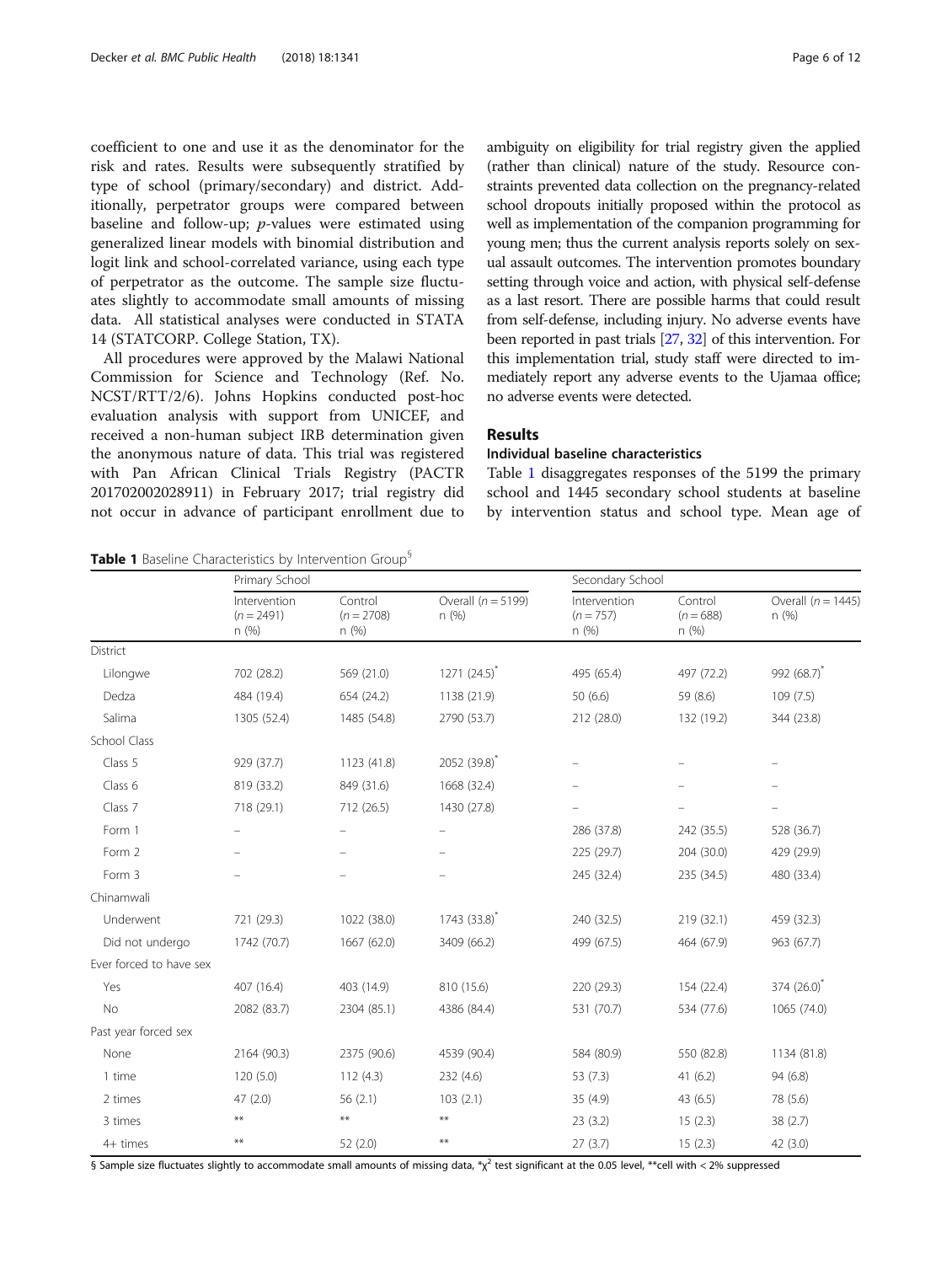coefficient to one and use it as the denominator for the risk and rates. Results were subsequently stratified by type of school (primary/secondary) and district. Additionally, perpetrator groups were compared between baseline and follow-up; *p*-values were estimated using generalized linear models with binomial distribution and logit link and school-correlated variance, using each type of perpetrator as the outcome. The sample size fluctuates slightly to accommodate small amounts of missing data. All statistical analyses were conducted in STATA 14 (STATCORP. College Station, TX).

All procedures were approved by the Malawi National Commission for Science and Technology (Ref. No. NCST/RTT/2/6). Johns Hopkins conducted post-hoc evaluation analysis with support from UNICEF, and received a non-human subject IRB determination given the anonymous nature of data. This trial was registered with Pan African Clinical Trials Registry (PACTR 201702002028911) in February 2017; trial registry did not occur in advance of participant enrollment due to ambiguity on eligibility for trial registry given the applied (rather than clinical) nature of the study. Resource constraints prevented data collection on the pregnancy-related school dropouts initially proposed within the protocol as well as implementation of the companion programming for young men; thus the current analysis reports solely on sexual assault outcomes. The intervention promotes boundary setting through voice and action, with physical self-defense as a last resort. There are possible harms that could result from self-defense, including injury. No adverse events have been reported in past trials [27, 32] of this intervention. For this implementation trial, study staff were directed to immediately report any adverse events to the Ujamaa office; no adverse events were detected.

## Results

### Individual baseline characteristics

Table 1 disaggregates responses of the 5199 the primary school and 1445 secondary school students at baseline by intervention status and school type. Mean age of

**Table 1** Baseline Characteristics by Intervention Group[§]

| | Primary School | | | Secondary School | | |
|---|---|---|---|---|---|---|
| | Intervention ($n = 2491$) n (%) | Control ($n = 2708$) n (%) | Overall ($n = 5199$) n (%) | Intervention ($n = 757$) n (%) | Control ($n = 688$) n (%) | Overall ($n = 1445$) n (%) |
| District | | | | | | |
| Lilongwe | 702 (28.2) | 569 (21.0) | 1271 (24.5)* | 495 (65.4) | 497 (72.2) | 992 (68.7)* |
| Dedza | 484 (19.4) | 654 (24.2) | 1138 (21.9) | 50 (6.6) | 59 (8.6) | 109 (7.5) |
| Salima | 1305 (52.4) | 1485 (54.8) | 2790 (53.7) | 212 (28.0) | 132 (19.2) | 344 (23.8) |
| School Class | | | | | | |
| Class 5 | 929 (37.7) | 1123 (41.8) | 2052 (39.8)* | – | – | – |
| Class 6 | 819 (33.2) | 849 (31.6) | 1668 (32.4) | – | – | – |
| Class 7 | 718 (29.1) | 712 (26.5) | 1430 (27.8) | – | – | – |
| Form 1 | – | – | – | 286 (37.8) | 242 (35.5) | 528 (36.7) |
| Form 2 | – | – | – | 225 (29.7) | 204 (30.0) | 429 (29.9) |
| Form 3 | – | – | – | 245 (32.4) | 235 (34.5) | 480 (33.4) |
| Chinamwali | | | | | | |
| Underwent | 721 (29.3) | 1022 (38.0) | 1743 (33.8)* | 240 (32.5) | 219 (32.1) | 459 (32.3) |
| Did not undergo | 1742 (70.7) | 1667 (62.0) | 3409 (66.2) | 499 (67.5) | 464 (67.9) | 963 (67.7) |
| Ever forced to have sex | | | | | | |
| Yes | 407 (16.4) | 403 (14.9) | 810 (15.6) | 220 (29.3) | 154 (22.4) | 374 (26.0)* |
| No | 2082 (83.7) | 2304 (85.1) | 4386 (84.4) | 531 (70.7) | 534 (77.6) | 1065 (74.0) |
| Past year forced sex | | | | | | |
| None | 2164 (90.3) | 2375 (90.6) | 4539 (90.4) | 584 (80.9) | 550 (82.8) | 1134 (81.8) |
| 1 time | 120 (5.0) | 112 (4.3) | 232 (4.6) | 53 (7.3) | 41 (6.2) | 94 (6.8) |
| 2 times | 47 (2.0) | 56 (2.1) | 103 (2.1) | 35 (4.9) | 43 (6.5) | 78 (5.6) |
| 3 times | ** | ** | ** | 23 (3.2) | 15 (2.3) | 38 (2.7) |
| 4+ times | ** | 52 (2.0) | ** | 27 (3.7) | 15 (2.3) | 42 (3.0) |

§ Sample size fluctuates slightly to accommodate small amounts of missing data, *$\chi^2$ test significant at the 0.05 level, **cell with < 2% suppressed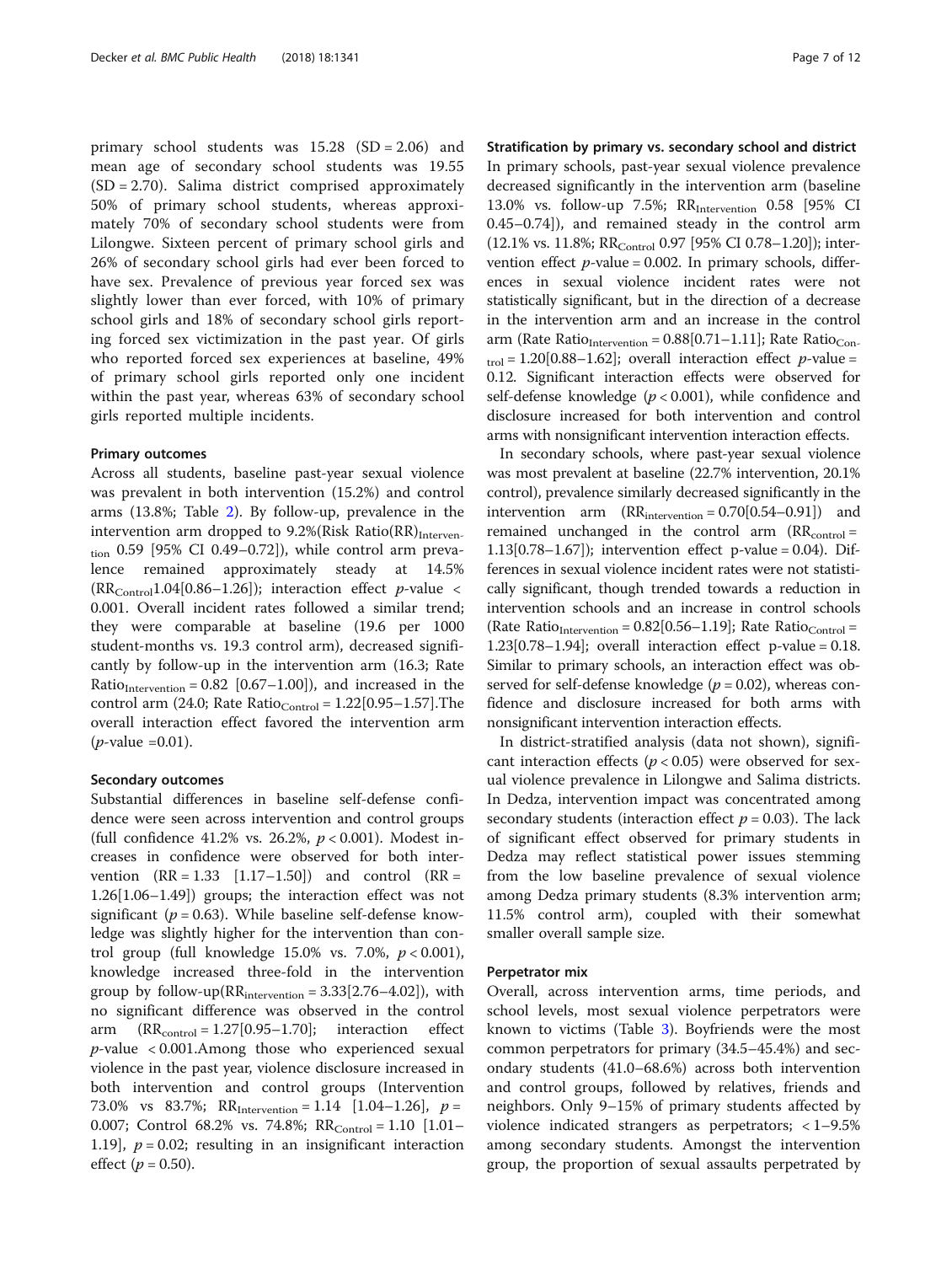primary school students was 15.28 (SD = 2.06) and mean age of secondary school students was 19.55 (SD = 2.70). Salima district comprised approximately 50% of primary school students, whereas approximately 70% of secondary school students were from Lilongwe. Sixteen percent of primary school girls and 26% of secondary school girls had ever been forced to have sex. Prevalence of previous year forced sex was slightly lower than ever forced, with 10% of primary school girls and 18% of secondary school girls reporting forced sex victimization in the past year. Of girls who reported forced sex experiences at baseline, 49% of primary school girls reported only one incident within the past year, whereas 63% of secondary school girls reported multiple incidents.

### Primary outcomes

Across all students, baseline past-year sexual violence was prevalent in both intervention (15.2%) and control arms (13.8%; Table 2). By follow-up, prevalence in the intervention arm dropped to 9.2%(Risk Ratio(RR)$_{Intervention}$ 0.59 [95% CI 0.49–0.72]), while control arm prevalence remained approximately steady at 14.5% (RR$_{Control}$1.04[0.86–1.26]); interaction effect *p*-value < 0.001. Overall incident rates followed a similar trend; they were comparable at baseline (19.6 per 1000 student-months vs. 19.3 control arm), decreased significantly by follow-up in the intervention arm (16.3; Rate Ratio$_{Intervention}$ = 0.82 [0.67–1.00]), and increased in the control arm (24.0; Rate Ratio$_{Control}$ = 1.22[0.95–1.57].The overall interaction effect favored the intervention arm (*p*-value =0.01).

### Secondary outcomes

Substantial differences in baseline self-defense confidence were seen across intervention and control groups (full confidence 41.2% vs. 26.2%, $p < 0.001$). Modest increases in confidence were observed for both intervention (RR = 1.33 [1.17–1.50]) and control (RR = 1.26[1.06–1.49]) groups; the interaction effect was not significant ($p = 0.63$). While baseline self-defense knowledge was slightly higher for the intervention than control group (full knowledge 15.0% vs. 7.0%, $p < 0.001$), knowledge increased three-fold in the intervention group by follow-up(RR$_{intervention}$ = 3.33[2.76–4.02]), with no significant difference was observed in the control arm (RR$_{control}$ = 1.27[0.95–1.70]; interaction effect *p*-value < 0.001.Among those who experienced sexual violence in the past year, violence disclosure increased in both intervention and control groups (Intervention 73.0% vs 83.7%; RR$_{Intervention}$ = 1.14 [1.04–1.26], $p = 0.007$; Control 68.2% vs. 74.8%; RR$_{Control}$ = 1.10 [1.01–1.19], $p = 0.02$; resulting in an insignificant interaction effect ($p = 0.50$).

### Stratification by primary vs. secondary school and district

In primary schools, past-year sexual violence prevalence decreased significantly in the intervention arm (baseline 13.0% vs. follow-up 7.5%; RR$_{Intervention}$ 0.58 [95% CI 0.45–0.74]), and remained steady in the control arm (12.1% vs. 11.8%; RR$_{Control}$ 0.97 [95% CI 0.78–1.20]); intervention effect *p*-value = 0.002. In primary schools, differences in sexual violence incident rates were not statistically significant, but in the direction of a decrease in the intervention arm and an increase in the control arm (Rate Ratio$_{Intervention}$ = 0.88[0.71–1.11]; Rate Ratio$_{Control}$ = 1.20[0.88–1.62]; overall interaction effect *p*-value = 0.12. Significant interaction effects were observed for self-defense knowledge ($p < 0.001$), while confidence and disclosure increased for both intervention and control arms with nonsignificant intervention interaction effects.

In secondary schools, where past-year sexual violence was most prevalent at baseline (22.7% intervention, 20.1% control), prevalence similarly decreased significantly in the intervention arm (RR$_{intervention}$ = 0.70[0.54–0.91]) and remained unchanged in the control arm (RR$_{control}$ = 1.13[0.78–1.67]); intervention effect p-value = 0.04). Differences in sexual violence incident rates were not statistically significant, though trended towards a reduction in intervention schools and an increase in control schools (Rate Ratio$_{Intervention}$ = 0.82[0.56–1.19]; Rate Ratio$_{Control}$ = 1.23[0.78–1.94]; overall interaction effect p-value = 0.18. Similar to primary schools, an interaction effect was observed for self-defense knowledge ($p = 0.02$), whereas confidence and disclosure increased for both arms with nonsignificant intervention interaction effects.

In district-stratified analysis (data not shown), significant interaction effects ($p < 0.05$) were observed for sexual violence prevalence in Lilongwe and Salima districts. In Dedza, intervention impact was concentrated among secondary students (interaction effect $p = 0.03$). The lack of significant effect observed for primary students in Dedza may reflect statistical power issues stemming from the low baseline prevalence of sexual violence among Dedza primary students (8.3% intervention arm; 11.5% control arm), coupled with their somewhat smaller overall sample size.

### Perpetrator mix

Overall, across intervention arms, time periods, and school levels, most sexual violence perpetrators were known to victims (Table 3). Boyfriends were the most common perpetrators for primary (34.5–45.4%) and secondary students (41.0–68.6%) across both intervention and control groups, followed by relatives, friends and neighbors. Only 9–15% of primary students affected by violence indicated strangers as perpetrators; < 1–9.5% among secondary students. Amongst the intervention group, the proportion of sexual assaults perpetrated by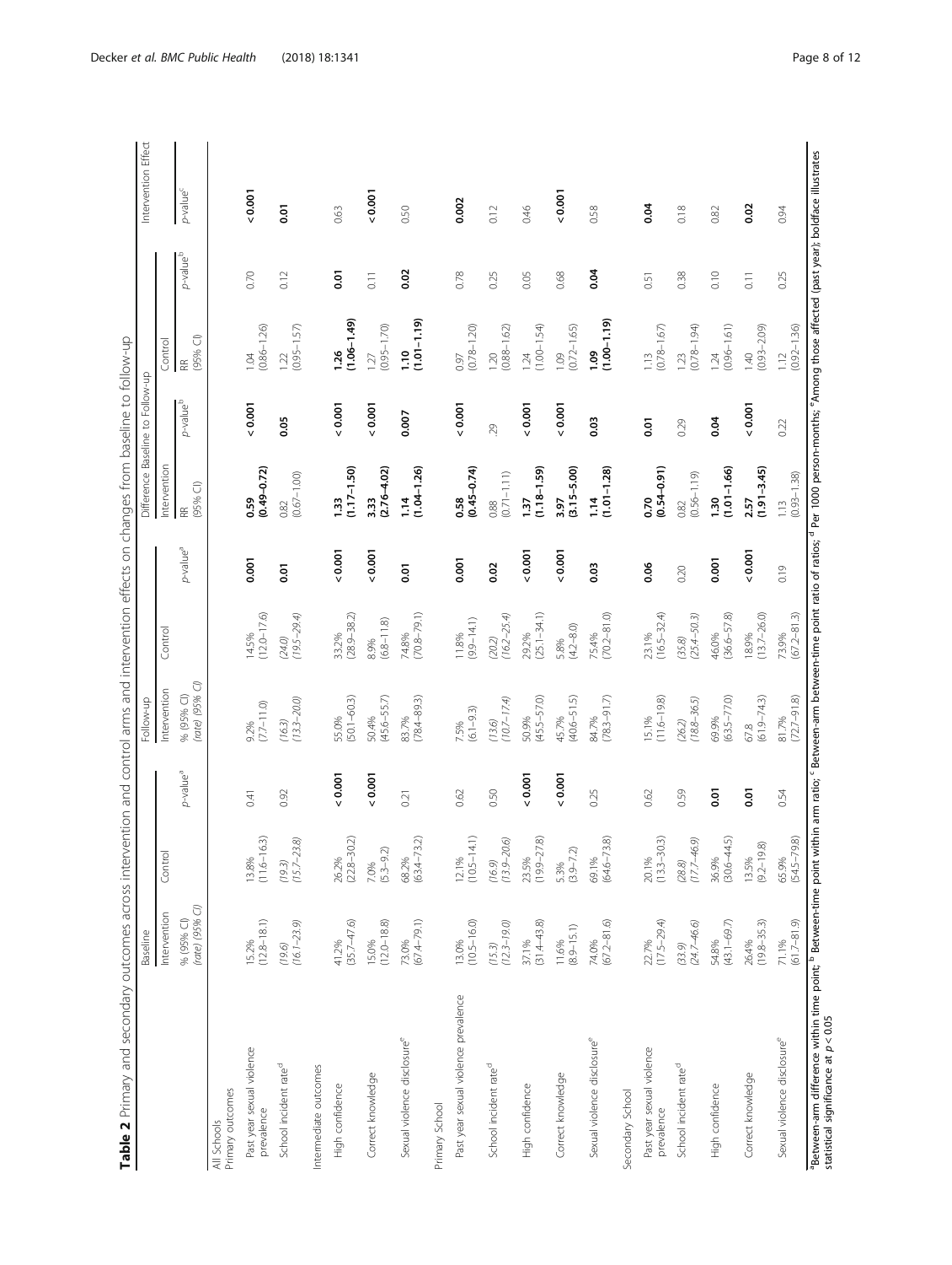**Table 2** Primary and secondary outcomes across intervention and control arms and intervention effects on changes from baseline to follow-up

| | Baseline | | | Follow-up | | | Difference Baseline to Follow-up | | | | Intervention Effect |
|---|---|---|---|---|---|---|---|---|---|---|---|
| | Intervention | Control | | Intervention | Control | | Intervention | | Control | | |
| | % (95% CI) *(rate) (95% CI)* | | p-value[a] | % (95% CI) *(rate) (95% CI)* | | p-value[a] | RR (95% CI) | p-value[b] | RR (95% CI) | p-value[b] | p-value[c] |
| **All Schools** | | | | | | | | | | | |
| Primary outcomes | | | | | | | | | | | |
| Past year sexual violence prevalence | 15.2% (12.8–18.1) | 13.8% (11.6–16.3) | 0.41 | 9.2% (7.7–11.0) | 14.5% (12.0–17.6) | **0.001** | **0.59 (0.49–0.72)** | **< 0.001** | 1.04 (0.86–1.26) | 0.70 | **< 0.001** |
| School incident rate[d] | *(19.6) (16.1–23.9)* | *(19.3) (15.7–23.8)* | 0.92 | *(16.3) (13.3–20.0)* | *(24.0) (19.5–29.4)* | **0.01** | 0.82 (0.67–1.00) | **0.05** | 1.22 (0.95–1.57) | 0.12 | **0.01** |
| Intermediate outcomes | | | | | | | | | | | |
| High confidence | 41.2% (35.7–47.6) | 26.2% (22.8–30.2) | **< 0.001** | 55.0% (50.1–60.3) | 33.2% (28.9–38.2) | **< 0.001** | **1.33 (1.17–1.50)** | **< 0.001** | **1.26 (1.06–1.49)** | **0.01** | 0.63 |
| Correct knowledge | 15.0% (12.0–18.8) | 7.0% (5.3–9.2) | **< 0.001** | 50.4% (45.6–55.7) | 8.9% (6.8–11.8) | **< 0.001** | **3.33 (2.76–4.02)** | **< 0.001** | 1.27 (0.95–1.70) | 0.11 | **< 0.001** |
| Sexual violence disclosure[e] | 73.0% (67.4–79.1) | 68.2% (63.4–73.2) | 0.21 | 83.7% (78.4–89.3) | 74.8% (70.8–79.1) | **0.01** | **1.14 (1.04–1.26)** | **0.007** | **1.10 (1.01–1.19)** | **0.02** | 0.50 |
| **Primary School** | | | | | | | | | | | |
| Past year sexual violence prevalence | 13.0% (10.5–16.0) | 12.1% (10.5–14.1) | 0.62 | 7.5% (6.1–9.3) | 11.8% (9.9–14.1) | **0.001** | **0.58 (0.45–0.74)** | **< 0.001** | 0.97 (0.78–1.20) | 0.78 | **0.002** |
| School incident rate[d] | *(15.3) (12.3–19.0)* | *(16.9) (13.9–20.6)* | 0.50 | *(13.6) (10.7–17.4)* | *(20.2) (16.2–25.4)* | **0.02** | 0.88 (0.71–1.11) | .29 | 1.20 (0.88–1.62) | 0.25 | 0.12 |
| High confidence | 37.1% (31.4–43.8) | 23.5% (19.9–27.8) | **< 0.001** | 50.9% (45.5–57.0) | 29.2% (25.1–34.1) | **< 0.001** | **1.37 (1.18–1.59)** | **< 0.001** | 1.24 (1.00–1.54) | 0.05 | 0.46 |
| Correct knowledge | 11.6% (8.9–15.1) | 5.3% (3.9–7.2) | **< 0.001** | 45.7% (40.6–51.5) | 5.8% (4.2–8.0) | **< 0.001** | **3.97 (3.15–5.00)** | **< 0.001** | 1.09 (0.72–1.65) | 0.68 | **< 0.001** |
| Sexual violence disclosure[e] | 74.0% (67.2–81.6) | 69.1% (64.6–73.8) | 0.25 | 84.7% (78.3–91.7) | 75.4% (70.2–81.0) | **0.03** | **1.14 (1.01–1.28)** | **0.03** | **1.09 (1.00–1.19)** | **0.04** | 0.58 |
| **Secondary School** | | | | | | | | | | | |
| Past year sexual violence prevalence | 22.7% (17.5–29.4) | 20.1% (13.3–30.3) | 0.62 | 15.1% (11.6–19.8) | 23.1% (16.5–32.4) | 0.06 | **0.70 (0.54–0.91)** | **0.01** | 1.13 (0.78–1.67) | 0.51 | **0.04** |
| School incident rate[d] | *(33.9) (24.7–46.6)* | *(28.8) (17.7–46.9)* | 0.59 | *(26.2) (18.8–36.5)* | *(35.8) (25.4–50.3)* | 0.20 | 0.82 (0.56–1.19) | 0.29 | 1.23 (0.78–1.94) | 0.38 | 0.18 |
| High confidence | 54.8% (43.1–69.7) | 36.9% (30.6–44.5) | **0.01** | 69.9% (63.5–77.0) | 46.0% (36.6–57.8) | **0.001** | **1.30 (1.01–1.66)** | **0.04** | 1.24 (0.96–1.61) | 0.10 | 0.82 |
| Correct knowledge | 26.4% (19.8–35.3) | 13.5% (9.2–19.8) | **0.01** | 67.8 (61.9–74.3) | 18.9% (13.7–26.0) | **< 0.001** | **2.57 (1.91–3.45)** | **< 0.001** | 1.40 (0.93–2.09) | 0.11 | **0.02** |
| Sexual violence disclosure[e] | 71.1% (61.7–81.9) | 65.9% (54.5–79.8) | 0.54 | 81.7% (72.7–91.8) | 73.9% (67.2–81.3) | 0.19 | 1.13 (0.93–1.38) | 0.22 | 1.12 (0.92–1.36) | 0.25 | 0.94 |

[a]Between-arm difference within time point; [b]Between-time point within arm ratio; [c]Between-arm between-time point ratio of ratios; [d]Per 1000 person-months; [e]Among those affected (past year); boldface illustrates statistical significance at $p < 0.05$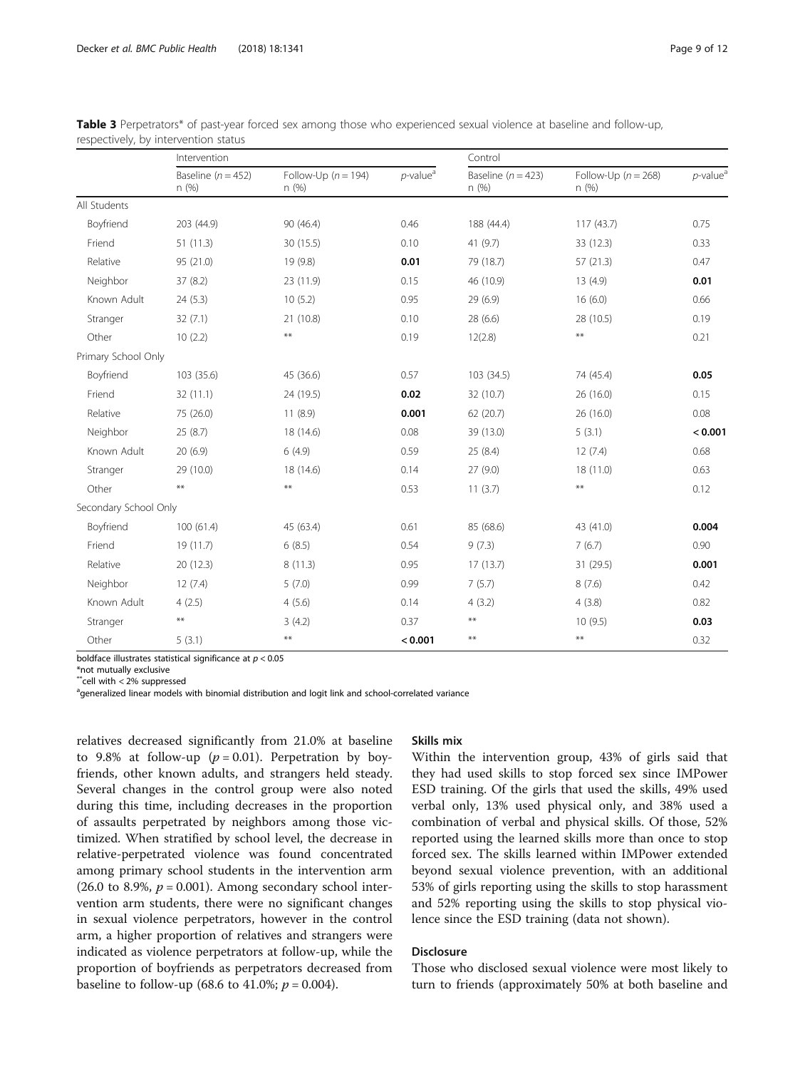**Table 3** Perpetrators* of past-year forced sex among those who experienced sexual violence at baseline and follow-up, respectively, by intervention status

| | Intervention | | | Control | | |
|---|---|---|---|---|---|---|
| | Baseline ($n = 452$) n (%) | Follow-Up ($n = 194$) n (%) | $p$-value[a] | Baseline ($n = 423$) n (%) | Follow-Up ($n = 268$) n (%) | $p$-value[a] |
| All Students | | | | | | |
| Boyfriend | 203 (44.9) | 90 (46.4) | 0.46 | 188 (44.4) | 117 (43.7) | 0.75 |
| Friend | 51 (11.3) | 30 (15.5) | 0.10 | 41 (9.7) | 33 (12.3) | 0.33 |
| Relative | 95 (21.0) | 19 (9.8) | **0.01** | 79 (18.7) | 57 (21.3) | 0.47 |
| Neighbor | 37 (8.2) | 23 (11.9) | 0.15 | 46 (10.9) | 13 (4.9) | **0.01** |
| Known Adult | 24 (5.3) | 10 (5.2) | 0.95 | 29 (6.9) | 16 (6.0) | 0.66 |
| Stranger | 32 (7.1) | 21 (10.8) | 0.10 | 28 (6.6) | 28 (10.5) | 0.19 |
| Other | 10 (2.2) | ** | 0.19 | 12(2.8) | ** | 0.21 |
| Primary School Only | | | | | | |
| Boyfriend | 103 (35.6) | 45 (36.6) | 0.57 | 103 (34.5) | 74 (45.4) | **0.05** |
| Friend | 32 (11.1) | 24 (19.5) | **0.02** | 32 (10.7) | 26 (16.0) | 0.15 |
| Relative | 75 (26.0) | 11 (8.9) | **0.001** | 62 (20.7) | 26 (16.0) | 0.08 |
| Neighbor | 25 (8.7) | 18 (14.6) | 0.08 | 39 (13.0) | 5 (3.1) | **< 0.001** |
| Known Adult | 20 (6.9) | 6 (4.9) | 0.59 | 25 (8.4) | 12 (7.4) | 0.68 |
| Stranger | 29 (10.0) | 18 (14.6) | 0.14 | 27 (9.0) | 18 (11.0) | 0.63 |
| Other | ** | ** | 0.53 | 11 (3.7) | ** | 0.12 |
| Secondary School Only | | | | | | |
| Boyfriend | 100 (61.4) | 45 (63.4) | 0.61 | 85 (68.6) | 43 (41.0) | **0.004** |
| Friend | 19 (11.7) | 6 (8.5) | 0.54 | 9 (7.3) | 7 (6.7) | 0.90 |
| Relative | 20 (12.3) | 8 (11.3) | 0.95 | 17 (13.7) | 31 (29.5) | **0.001** |
| Neighbor | 12 (7.4) | 5 (7.0) | 0.99 | 7 (5.7) | 8 (7.6) | 0.42 |
| Known Adult | 4 (2.5) | 4 (5.6) | 0.14 | 4 (3.2) | 4 (3.8) | 0.82 |
| Stranger | ** | 3 (4.2) | 0.37 | ** | 10 (9.5) | **0.03** |
| Other | 5 (3.1) | ** | **< 0.001** | ** | ** | 0.32 |

boldface illustrates statistical significance at $p < 0.05$
*not mutually exclusive
**cell with < 2% suppressed
[a]generalized linear models with binomial distribution and logit link and school-correlated variance

relatives decreased significantly from 21.0% at baseline to 9.8% at follow-up ($p = 0.01$). Perpetration by boyfriends, other known adults, and strangers held steady. Several changes in the control group were also noted during this time, including decreases in the proportion of assaults perpetrated by neighbors among those victimized. When stratified by school level, the decrease in relative-perpetrated violence was found concentrated among primary school students in the intervention arm (26.0 to 8.9%, $p = 0.001$). Among secondary school intervention arm students, there were no significant changes in sexual violence perpetrators, however in the control arm, a higher proportion of relatives and strangers were indicated as violence perpetrators at follow-up, while the proportion of boyfriends as perpetrators decreased from baseline to follow-up (68.6 to 41.0%; $p = 0.004$).

### Skills mix

Within the intervention group, 43% of girls said that they had used skills to stop forced sex since IMPower ESD training. Of the girls that used the skills, 49% used verbal only, 13% used physical only, and 38% used a combination of verbal and physical skills. Of those, 52% reported using the learned skills more than once to stop forced sex. The skills learned within IMPower extended beyond sexual violence prevention, with an additional 53% of girls reporting using the skills to stop harassment and 52% reporting using the skills to stop physical violence since the ESD training (data not shown).

### Disclosure

Those who disclosed sexual violence were most likely to turn to friends (approximately 50% at both baseline and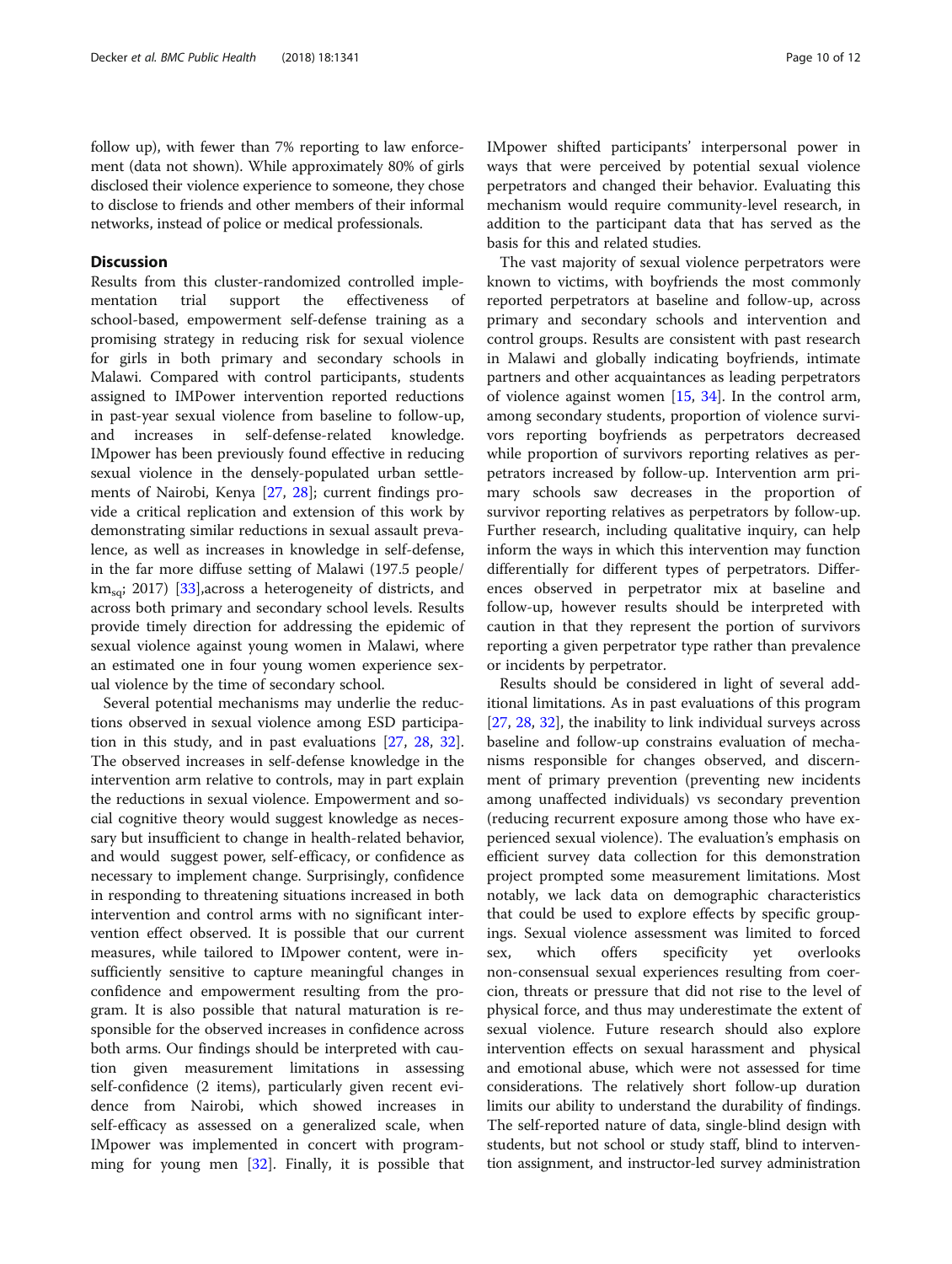follow up), with fewer than 7% reporting to law enforcement (data not shown). While approximately 80% of girls disclosed their violence experience to someone, they chose to disclose to friends and other members of their informal networks, instead of police or medical professionals.

## Discussion

Results from this cluster-randomized controlled implementation trial support the effectiveness of school-based, empowerment self-defense training as a promising strategy in reducing risk for sexual violence for girls in both primary and secondary schools in Malawi. Compared with control participants, students assigned to IMPower intervention reported reductions in past-year sexual violence from baseline to follow-up, and increases in self-defense-related knowledge. IMpower has been previously found effective in reducing sexual violence in the densely-populated urban settlements of Nairobi, Kenya [27, 28]; current findings provide a critical replication and extension of this work by demonstrating similar reductions in sexual assault prevalence, as well as increases in knowledge in self-defense, in the far more diffuse setting of Malawi (197.5 people/ $km_{sq}$; 2017) [33],across a heterogeneity of districts, and across both primary and secondary school levels. Results provide timely direction for addressing the epidemic of sexual violence against young women in Malawi, where an estimated one in four young women experience sexual violence by the time of secondary school.

Several potential mechanisms may underlie the reductions observed in sexual violence among ESD participation in this study, and in past evaluations [27, 28, 32]. The observed increases in self-defense knowledge in the intervention arm relative to controls, may in part explain the reductions in sexual violence. Empowerment and social cognitive theory would suggest knowledge as necessary but insufficient to change in health-related behavior, and would suggest power, self-efficacy, or confidence as necessary to implement change. Surprisingly, confidence in responding to threatening situations increased in both intervention and control arms with no significant intervention effect observed. It is possible that our current measures, while tailored to IMpower content, were insufficiently sensitive to capture meaningful changes in confidence and empowerment resulting from the program. It is also possible that natural maturation is responsible for the observed increases in confidence across both arms. Our findings should be interpreted with caution given measurement limitations in assessing self-confidence (2 items), particularly given recent evidence from Nairobi, which showed increases in self-efficacy as assessed on a generalized scale, when IMpower was implemented in concert with programming for young men [32]. Finally, it is possible that IMpower shifted participants' interpersonal power in ways that were perceived by potential sexual violence perpetrators and changed their behavior. Evaluating this mechanism would require community-level research, in addition to the participant data that has served as the basis for this and related studies.

The vast majority of sexual violence perpetrators were known to victims, with boyfriends the most commonly reported perpetrators at baseline and follow-up, across primary and secondary schools and intervention and control groups. Results are consistent with past research in Malawi and globally indicating boyfriends, intimate partners and other acquaintances as leading perpetrators of violence against women [15, 34]. In the control arm, among secondary students, proportion of violence survivors reporting boyfriends as perpetrators decreased while proportion of survivors reporting relatives as perpetrators increased by follow-up. Intervention arm primary schools saw decreases in the proportion of survivor reporting relatives as perpetrators by follow-up. Further research, including qualitative inquiry, can help inform the ways in which this intervention may function differentially for different types of perpetrators. Differences observed in perpetrator mix at baseline and follow-up, however results should be interpreted with caution in that they represent the portion of survivors reporting a given perpetrator type rather than prevalence or incidents by perpetrator.

Results should be considered in light of several additional limitations. As in past evaluations of this program [27, 28, 32], the inability to link individual surveys across baseline and follow-up constrains evaluation of mechanisms responsible for changes observed, and discernment of primary prevention (preventing new incidents among unaffected individuals) vs secondary prevention (reducing recurrent exposure among those who have experienced sexual violence). The evaluation's emphasis on efficient survey data collection for this demonstration project prompted some measurement limitations. Most notably, we lack data on demographic characteristics that could be used to explore effects by specific groupings. Sexual violence assessment was limited to forced sex, which offers specificity yet overlooks non-consensual sexual experiences resulting from coercion, threats or pressure that did not rise to the level of physical force, and thus may underestimate the extent of sexual violence. Future research should also explore intervention effects on sexual harassment and physical and emotional abuse, which were not assessed for time considerations. The relatively short follow-up duration limits our ability to understand the durability of findings. The self-reported nature of data, single-blind design with students, but not school or study staff, blind to intervention assignment, and instructor-led survey administration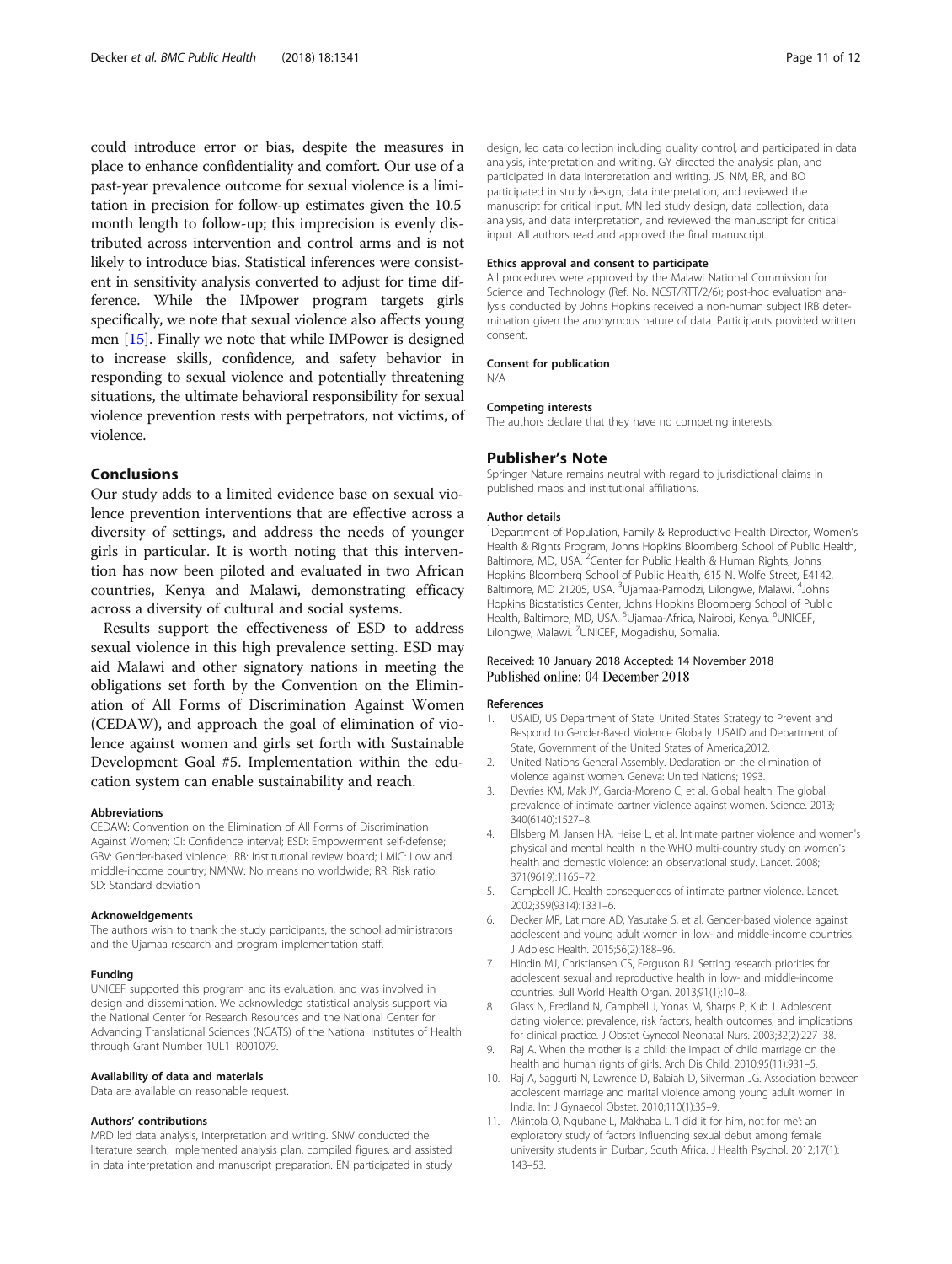could introduce error or bias, despite the measures in place to enhance confidentiality and comfort. Our use of a past-year prevalence outcome for sexual violence is a limitation in precision for follow-up estimates given the 10.5 month length to follow-up; this imprecision is evenly distributed across intervention and control arms and is not likely to introduce bias. Statistical inferences were consistent in sensitivity analysis converted to adjust for time difference. While the IMpower program targets girls specifically, we note that sexual violence also affects young men [15]. Finally we note that while IMPower is designed to increase skills, confidence, and safety behavior in responding to sexual violence and potentially threatening situations, the ultimate behavioral responsibility for sexual violence prevention rests with perpetrators, not victims, of violence.

## Conclusions

Our study adds to a limited evidence base on sexual violence prevention interventions that are effective across a diversity of settings, and address the needs of younger girls in particular. It is worth noting that this intervention has now been piloted and evaluated in two African countries, Kenya and Malawi, demonstrating efficacy across a diversity of cultural and social systems.

Results support the effectiveness of ESD to address sexual violence in this high prevalence setting. ESD may aid Malawi and other signatory nations in meeting the obligations set forth by the Convention on the Elimination of All Forms of Discrimination Against Women (CEDAW), and approach the goal of elimination of violence against women and girls set forth with Sustainable Development Goal #5. Implementation within the education system can enable sustainability and reach.

#### Abbreviations

CEDAW: Convention on the Elimination of All Forms of Discrimination Against Women; CI: Confidence interval; ESD: Empowerment self-defense; GBV: Gender-based violence; IRB: Institutional review board; LMIC: Low and middle-income country; NMNW: No means no worldwide; RR: Risk ratio; SD: Standard deviation

#### Acknoweldgements

The authors wish to thank the study participants, the school administrators and the Ujamaa research and program implementation staff.

#### Funding

UNICEF supported this program and its evaluation, and was involved in design and dissemination. We acknowledge statistical analysis support via the National Center for Research Resources and the National Center for Advancing Translational Sciences (NCATS) of the National Institutes of Health through Grant Number 1UL1TR001079.

#### Availability of data and materials

Data are available on reasonable request.

#### Authors' contributions

MRD led data analysis, interpretation and writing. SNW conducted the literature search, implemented analysis plan, compiled figures, and assisted in data interpretation and manuscript preparation. EN participated in study design, led data collection including quality control, and participated in data analysis, interpretation and writing. GY directed the analysis plan, and participated in data interpretation and writing. JS, NM, BR, and BO participated in study design, data interpretation, and reviewed the manuscript for critical input. MN led study design, data collection, data analysis, and data interpretation, and reviewed the manuscript for critical input. All authors read and approved the final manuscript.

#### Ethics approval and consent to participate

All procedures were approved by the Malawi National Commission for Science and Technology (Ref. No. NCST/RTT/2/6); post-hoc evaluation analysis conducted by Johns Hopkins received a non-human subject IRB determination given the anonymous nature of data. Participants provided written consent.

#### Consent for publication

N/A

#### Competing interests

The authors declare that they have no competing interests.

## Publisher's Note

Springer Nature remains neutral with regard to jurisdictional claims in published maps and institutional affiliations.

#### Author details

[1]Department of Population, Family & Reproductive Health Director, Women's Health & Rights Program, Johns Hopkins Bloomberg School of Public Health, Baltimore, MD, USA. [2]Center for Public Health & Human Rights, Johns Hopkins Bloomberg School of Public Health, 615 N. Wolfe Street, E4142, Baltimore, MD 21205, USA. [3]Ujamaa-Pamodzi, Lilongwe, Malawi. [4]Johns Hopkins Biostatistics Center, Johns Hopkins Bloomberg School of Public Health, Baltimore, MD, USA. [5]Ujamaa-Africa, Nairobi, Kenya. [6]UNICEF, Lilongwe, Malawi. [7]UNICEF, Mogadishu, Somalia.

Received: 10 January 2018 Accepted: 14 November 2018
Published online: 04 December 2018

#### References

1. USAID, US Department of State. United States Strategy to Prevent and Respond to Gender-Based Violence Globally. USAID and Department of State, Government of the United States of America;2012.
2. United Nations General Assembly. Declaration on the elimination of violence against women. Geneva: United Nations; 1993.
3. Devries KM, Mak JY, Garcia-Moreno C, et al. Global health. The global prevalence of intimate partner violence against women. Science. 2013; 340(6140):1527–8.
4. Ellsberg M, Jansen HA, Heise L, et al. Intimate partner violence and women's physical and mental health in the WHO multi-country study on women's health and domestic violence: an observational study. Lancet. 2008; 371(9619):1165–72.
5. Campbell JC. Health consequences of intimate partner violence. Lancet. 2002;359(9314):1331–6.
6. Decker MR, Latimore AD, Yasutake S, et al. Gender-based violence against adolescent and young adult women in low- and middle-income countries. J Adolesc Health. 2015;56(2):188–96.
7. Hindin MJ, Christiansen CS, Ferguson BJ. Setting research priorities for adolescent sexual and reproductive health in low- and middle-income countries. Bull World Health Organ. 2013;91(1):10–8.
8. Glass N, Fredland N, Campbell J, Yonas M, Sharps P, Kub J. Adolescent dating violence: prevalence, risk factors, health outcomes, and implications for clinical practice. J Obstet Gynecol Neonatal Nurs. 2003;32(2):227–38.
9. Raj A. When the mother is a child: the impact of child marriage on the health and human rights of girls. Arch Dis Child. 2010;95(11):931–5.
10. Raj A, Saggurti N, Lawrence D, Balaiah D, Silverman JG. Association between adolescent marriage and marital violence among young adult women in India. Int J Gynaecol Obstet. 2010;110(1):35–9.
11. Akintola O, Ngubane L, Makhaba L. 'I did it for him, not for me': an exploratory study of factors influencing sexual debut among female university students in Durban, South Africa. J Health Psychol. 2012;17(1): 143–53.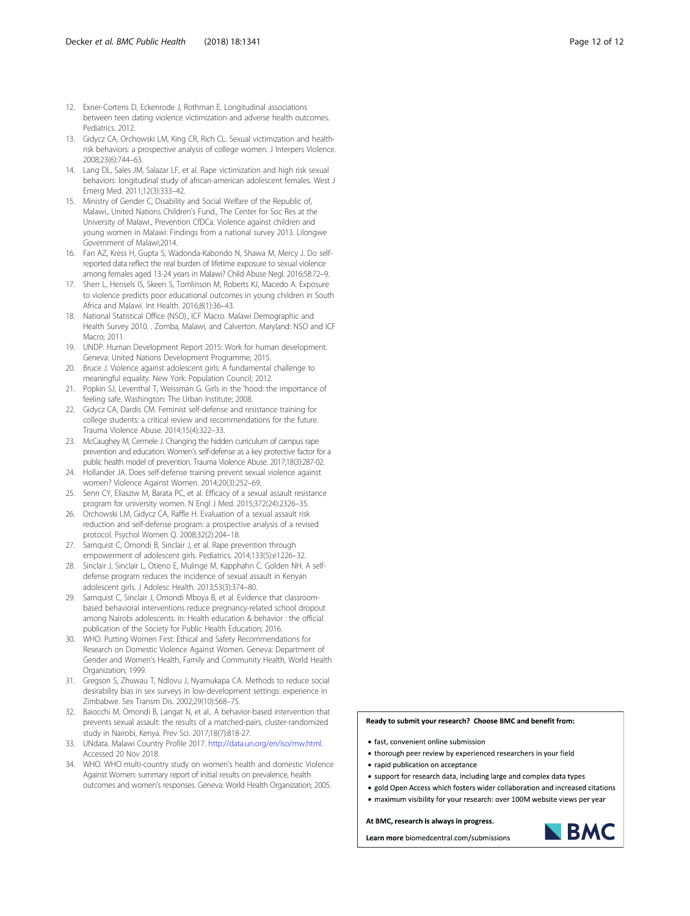12. Exner-Cortens D, Eckenrode J, Rothman E. Longitudinal associations between teen dating violence victimization and adverse health outcomes. Pediatrics. 2012.
13. Gidycz CA, Orchowski LM, King CR, Rich CL. Sexual victimization and health-risk behaviors: a prospective analysis of college women. J Interpers Violence. 2008;23(6):744–63.
14. Lang DL, Sales JM, Salazar LF, et al. Rape victimization and high risk sexual behaviors: longitudinal study of african-american adolescent females. West J Emerg Med. 2011;12(3):333–42.
15. Ministry of Gender C, Disability and Social Welfare of the Republic of, Malawi., United Nations Children's Fund., The Center for Soc Res at the University of Malawi., Prevention CfDCa. Violence against children and young women in Malawi: Findings from a national survey 2013. Lilongwe Government of Malawi;2014.
16. Fan AZ, Kress H, Gupta S, Wadonda-Kabondo N, Shawa M, Mercy J. Do self-reported data reflect the real burden of lifetime exposure to sexual violence among females aged 13-24 years in Malawi? Child Abuse Negl. 2016;58:72–9.
17. Sherr L, Hensels IS, Skeen S, Tomlinson M, Roberts KJ, Macedo A. Exposure to violence predicts poor educational outcomes in young children in South Africa and Malawi. Int Health. 2016;8(1):36–43.
18. National Statistical Office (NSO)., ICF Macro. Malawi Demographic and Health Survey 2010. . Zomba, Malawi, and Calverton. Maryland: NSO and ICF Macro; 2011.
19. UNDP. Human Development Report 2015: Work for human development. Geneva: United Nations Development Programme; 2015.
20. Bruce J. Violence against adolescent girls: A fundamental challenge to meaningful equality. New York: Population Council; 2012.
21. Popkin SJ, Leventhal T, Weissman G. Girls in the 'hood: the importance of feeling safe. Washington: The Urban Institute; 2008.
22. Gidycz CA, Dardis CM. Feminist self-defense and resistance training for college students: a critical review and recommendations for the future. Trauma Violence Abuse. 2014;15(4):322–33.
23. McCaughey M, Cermele J. Changing the hidden curriculum of campus rape prevention and education: Women's self-defense as a key protective factor for a public health model of prevention. Trauma Violence Abuse. 2017;18(3):287-02.
24. Hollander JA. Does self-defense training prevent sexual violence against women? Violence Against Women. 2014;20(3):252–69.
25. Senn CY, Eliasziw M, Barata PC, et al. Efficacy of a sexual assault resistance program for university women. N Engl J Med. 2015;372(24):2326–35.
26. Orchowski LM, Gidycz CA, Raffle H. Evaluation of a sexual assault risk reduction and self-defense program: a prospective analysis of a revised protocol. Psychol Women Q. 2008;32(2):204–18.
27. Sarnquist C, Omondi B, Sinclair J, et al. Rape prevention through empowerment of adolescent girls. Pediatrics. 2014;133(5):e1226–32.
28. Sinclair J, Sinclair L, Otieno E, Mulinge M, Kapphahn C. Golden NH. A self-defense program reduces the incidence of sexual assault in Kenyan adolescent girls. J Adolesc Health. 2013;53(3):374–80.
29. Sarnquist C, Sinclair J, Omondi Mboya B, et al. Evidence that classroom-based behavioral interventions reduce pregnancy-related school dropout among Nairobi adolescents. In: Health education & behavior : the official publication of the Society for Public Health Education; 2016.
30. WHO. Putting Women First: Ethical and Safety Recommendations for Research on Domestic Violence Against Women. Geneva: Department of Gender and Women's Health, Family and Community Health, World Health Organization; 1999.
31. Gregson S, Zhuwau T, Ndlovu J, Nyamukapa CA. Methods to reduce social desirability bias in sex surveys in low-development settings: experience in Zimbabwe. Sex Transm Dis. 2002;29(10):568–75.
32. Baiocchi M, Omondi B, Langat N, et al.. A behavior-based intervention that prevents sexual assault: the results of a matched-pairs, cluster-randomized study in Nairobi, Kenya. Prev Sci. 2017;18(7):818-27.
33. UNdata. Malawi Country Profile 2017. http://data.un.org/en/iso/mw.html. Accessed 20 Nov 2018.
34. WHO. WHO multi-country study on women's health and domestic Violence Against Women: summary report of initial results on prevalence, health outcomes and women's responses. Geneva: World Health Organization; 2005.

**Ready to submit your research? Choose BMC and benefit from:**

- fast, convenient online submission
- thorough peer review by experienced researchers in your field
- rapid publication on acceptance
- support for research data, including large and complex data types
- gold Open Access which fosters wider collaboration and increased citations
- maximum visibility for your research: over 100M website views per year

**At BMC, research is always in progress.**

**Learn more** biomedcentral.com/submissions

BMC